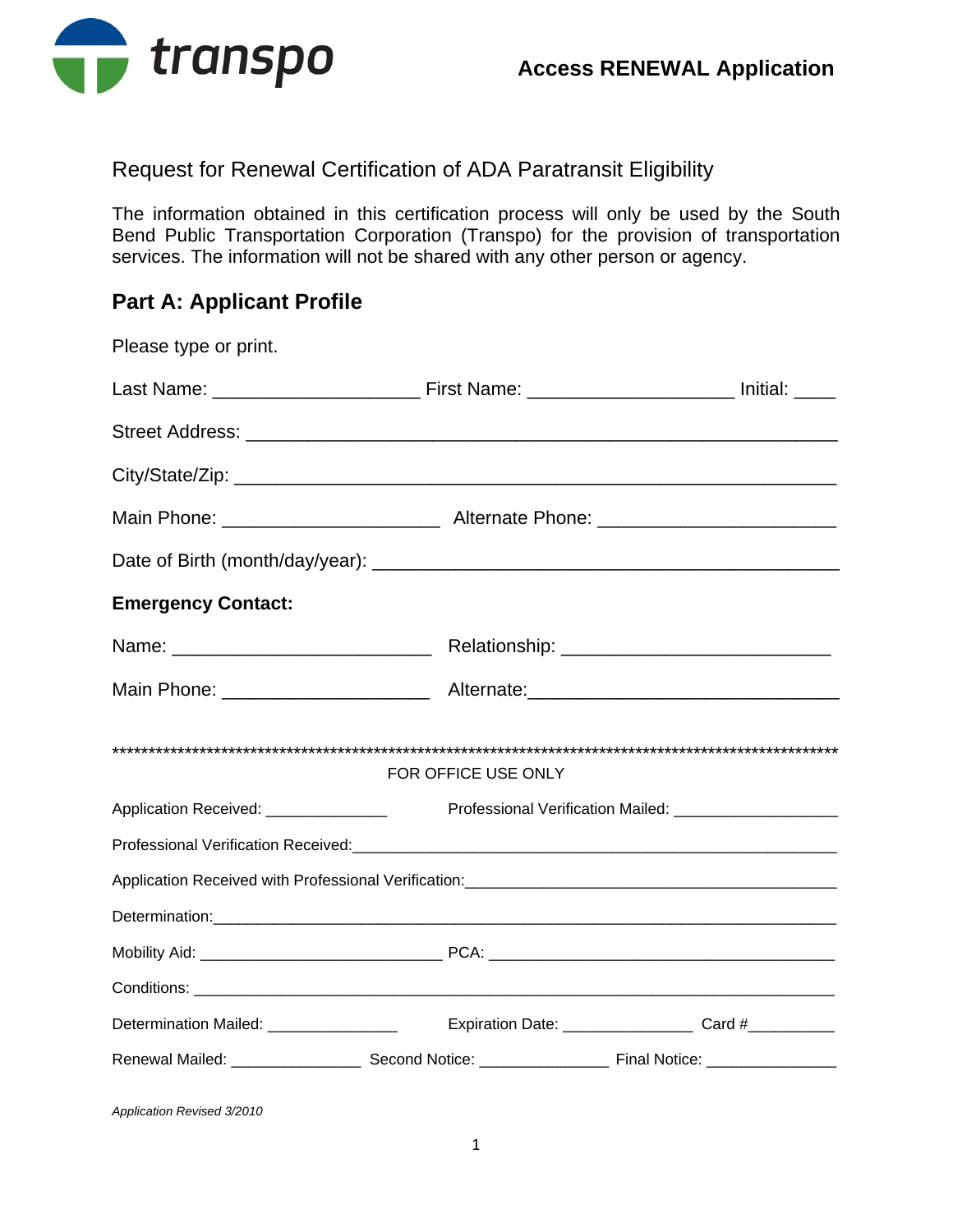transpo

**Access RENEWAL Application**

## Request for Renewal Certification of ADA Paratransit Eligibility

The information obtained in this certification process will only be used by the South Bend Public Transportation Corporation (Transpo) for the provision of transportation services. The information will not be shared with any other person or agency.

## Part A: Applicant Profile

Please type or print.

Last Name: ____________________ First Name: ____________________ Initial: ____

Street Address: ___________________________________________________________

City/State/Zip: ___________________________________________________________

Main Phone: _____________________ Alternate Phone: _______________________

Date of Birth (month/day/year): ____________________________________________

**Emergency Contact:**

Name: _________________________ Relationship: __________________________

Main Phone: ____________________ Alternate:______________________________

****************************************************************************************************

FOR OFFICE USE ONLY

Application Received: ______________ Professional Verification Mailed: __________________

Professional Verification Received:____________________________________________________

Application Received with Professional Verification:___________________________________________

Determination:____________________________________________________________________

Mobility Aid: ___________________________ PCA: _____________________________________

Conditions: _______________________________________________________________________

Determination Mailed: _______________ Expiration Date: _______________ Card #_________

Renewal Mailed: _______________ Second Notice: _______________ Final Notice: _______________

*Application Revised 3/2010*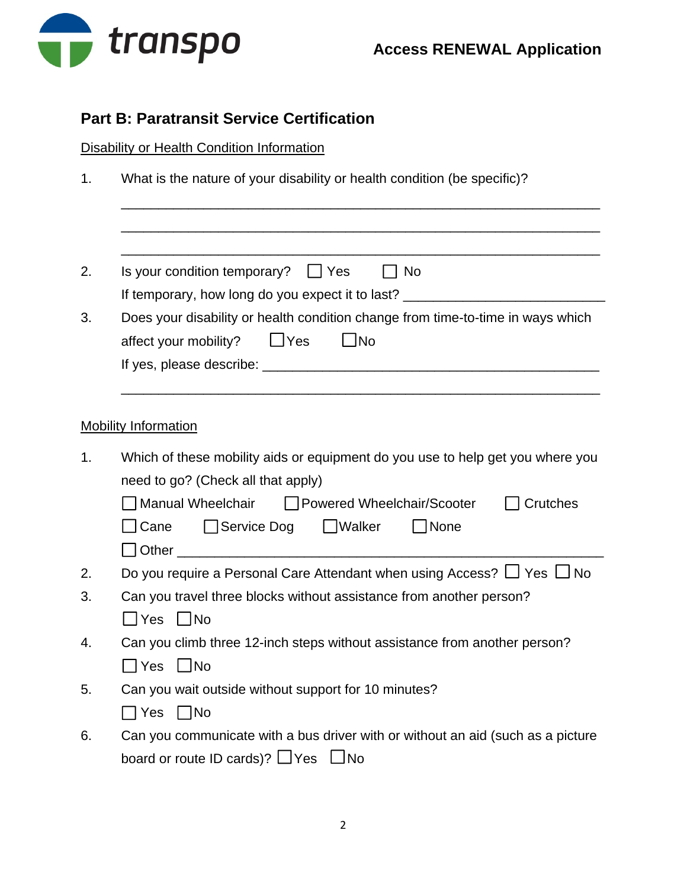transpo

**Access RENEWAL Application**

## Part B: Paratransit Service Certification

Disability or Health Condition Information

1. What is the nature of your disability or health condition (be specific)?

   ______________________________________________________________

   ______________________________________________________________

   ______________________________________________________________

2. Is your condition temporary? ☐ Yes ☐ No

   If temporary, how long do you expect it to last? ___________________________

3. Does your disability or health condition change from time-to-time in ways which affect your mobility? ☐Yes ☐No

   If yes, please describe: ______________________________________________

   ______________________________________________________________

Mobility Information

1. Which of these mobility aids or equipment do you use to help get you where you need to go? (Check all that apply)

   ☐ Manual Wheelchair ☐ Powered Wheelchair/Scooter ☐ Crutches

   ☐ Cane ☐ Service Dog ☐ Walker ☐ None

   ☐ Other ______________________________________________________

2. Do you require a Personal Care Attendant when using Access? ☐ Yes ☐ No

3. Can you travel three blocks without assistance from another person?

   ☐ Yes ☐ No

4. Can you climb three 12-inch steps without assistance from another person?

   ☐ Yes ☐ No

5. Can you wait outside without support for 10 minutes?

   ☐ Yes ☐ No

6. Can you communicate with a bus driver with or without an aid (such as a picture board or route ID cards)? ☐ Yes ☐ No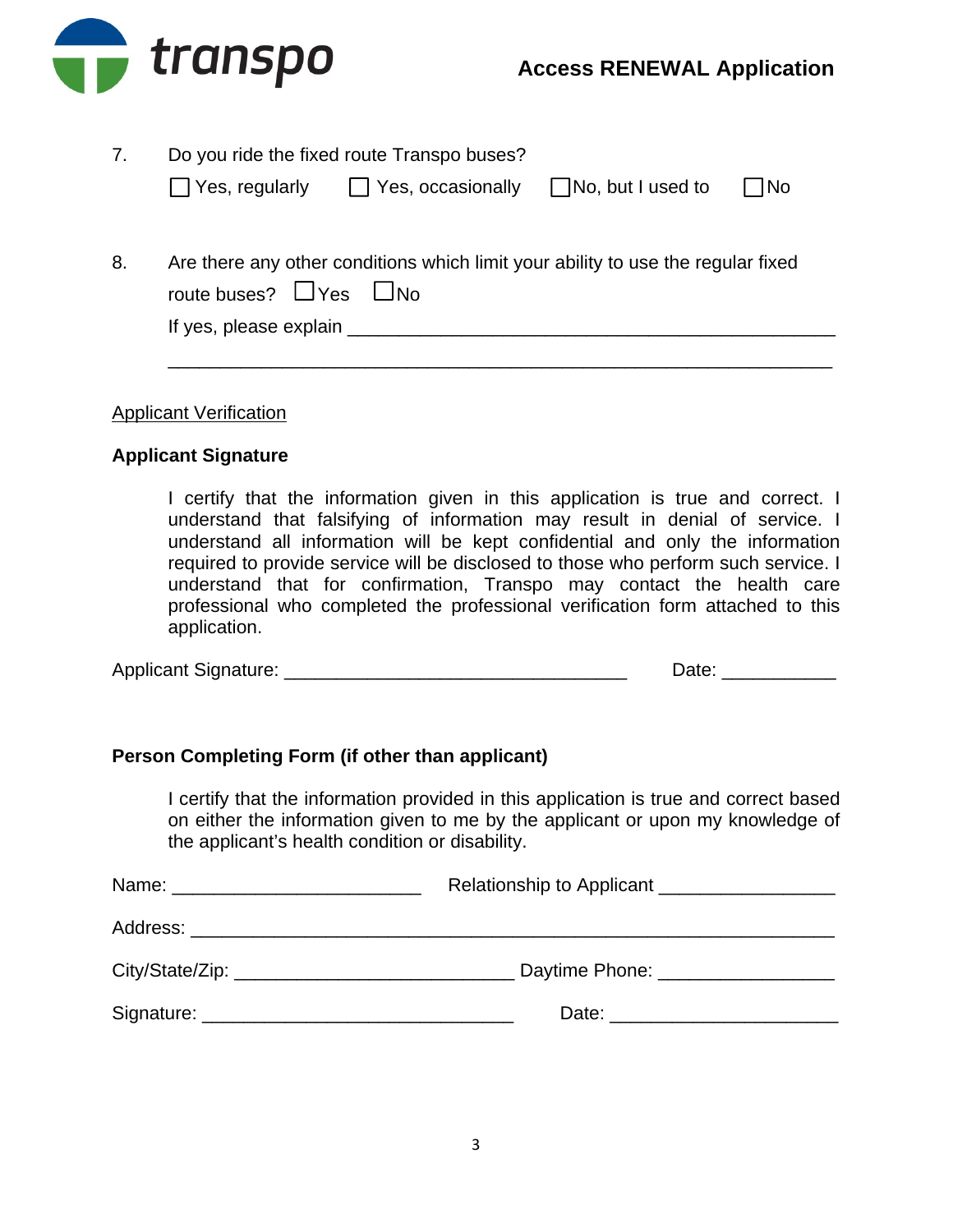7. Do you ride the fixed route Transpo buses?

   ☐ Yes, regularly ☐ Yes, occasionally ☐ No, but I used to ☐ No

8. Are there any other conditions which limit your ability to use the regular fixed route buses? ☐ Yes ☐ No

   If yes, please explain ______________________________________________

   ______________________________________________________________

Applicant Verification

**Applicant Signature**

I certify that the information given in this application is true and correct. I understand that falsifying of information may result in denial of service. I understand all information will be kept confidential and only the information required to provide service will be disclosed to those who perform such service. I understand that for confirmation, Transpo may contact the health care professional who completed the professional verification form attached to this application.

Applicant Signature: ________________________________ Date: ___________

**Person Completing Form (if other than applicant)**

I certify that the information provided in this application is true and correct based on either the information given to me by the applicant or upon my knowledge of the applicant's health condition or disability.

Name: _______________________ Relationship to Applicant ________________

Address: ____________________________________________________________

City/State/Zip: __________________________ Daytime Phone: ________________

Signature: _____________________________ Date: _____________________